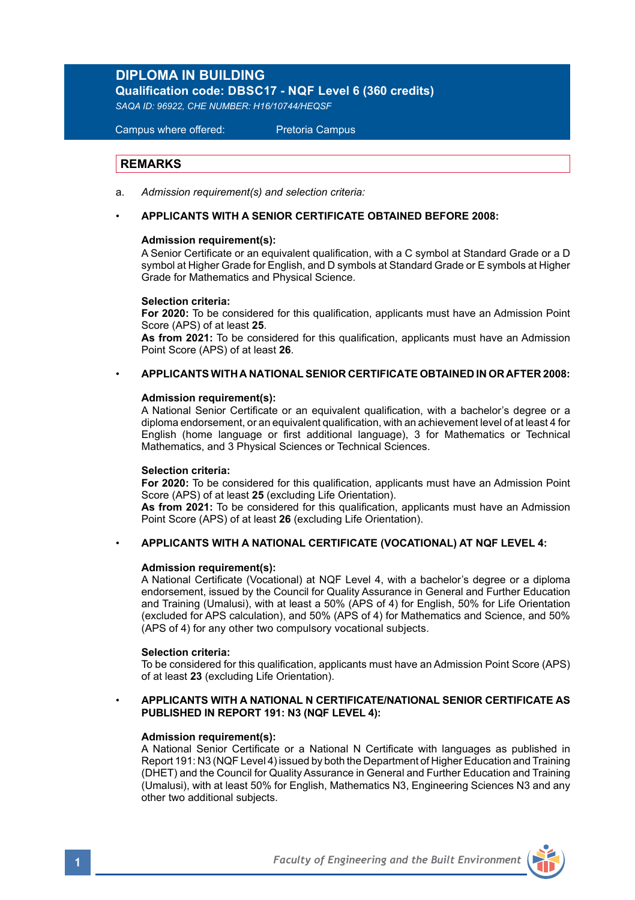# DIPLOMA IN BUILDING

**Qualification code: DBSC17 - NQF Level 6 (360 credits)**

*SAQA ID: 96922, CHE NUMBER: H16/10744/HEQSF*

Campus where offered: Pretoria Campus

## REMARKS

a. *Admission requirement(s) and selection criteria:*

- **APPLICANTS WITH A SENIOR CERTIFICATE OBTAINED BEFORE 2008:**

**Admission requirement(s):**
A Senior Certificate or an equivalent qualification, with a C symbol at Standard Grade or a D symbol at Higher Grade for English, and D symbols at Standard Grade or E symbols at Higher Grade for Mathematics and Physical Science.

**Selection criteria:**
**For 2020:** To be considered for this qualification, applicants must have an Admission Point Score (APS) of at least **25**.
**As from 2021:** To be considered for this qualification, applicants must have an Admission Point Score (APS) of at least **26**.

- **APPLICANTS WITH A NATIONAL SENIOR CERTIFICATE OBTAINED IN OR AFTER 2008:**

**Admission requirement(s):**
A National Senior Certificate or an equivalent qualification, with a bachelor's degree or a diploma endorsement, or an equivalent qualification, with an achievement level of at least 4 for English (home language or first additional language), 3 for Mathematics or Technical Mathematics, and 3 Physical Sciences or Technical Sciences.

**Selection criteria:**
**For 2020:** To be considered for this qualification, applicants must have an Admission Point Score (APS) of at least **25** (excluding Life Orientation).
**As from 2021:** To be considered for this qualification, applicants must have an Admission Point Score (APS) of at least **26** (excluding Life Orientation).

- **APPLICANTS WITH A NATIONAL CERTIFICATE (VOCATIONAL) AT NQF LEVEL 4:**

**Admission requirement(s):**
A National Certificate (Vocational) at NQF Level 4, with a bachelor's degree or a diploma endorsement, issued by the Council for Quality Assurance in General and Further Education and Training (Umalusi), with at least a 50% (APS of 4) for English, 50% for Life Orientation (excluded for APS calculation), and 50% (APS of 4) for Mathematics and Science, and 50% (APS of 4) for any other two compulsory vocational subjects.

**Selection criteria:**
To be considered for this qualification, applicants must have an Admission Point Score (APS) of at least **23** (excluding Life Orientation).

- **APPLICANTS WITH A NATIONAL N CERTIFICATE/NATIONAL SENIOR CERTIFICATE AS PUBLISHED IN REPORT 191: N3 (NQF LEVEL 4):**

**Admission requirement(s):**
A National Senior Certificate or a National N Certificate with languages as published in Report 191: N3 (NQF Level 4) issued by both the Department of Higher Education and Training (DHET) and the Council for Quality Assurance in General and Further Education and Training (Umalusi), with at least 50% for English, Mathematics N3, Engineering Sciences N3 and any other two additional subjects.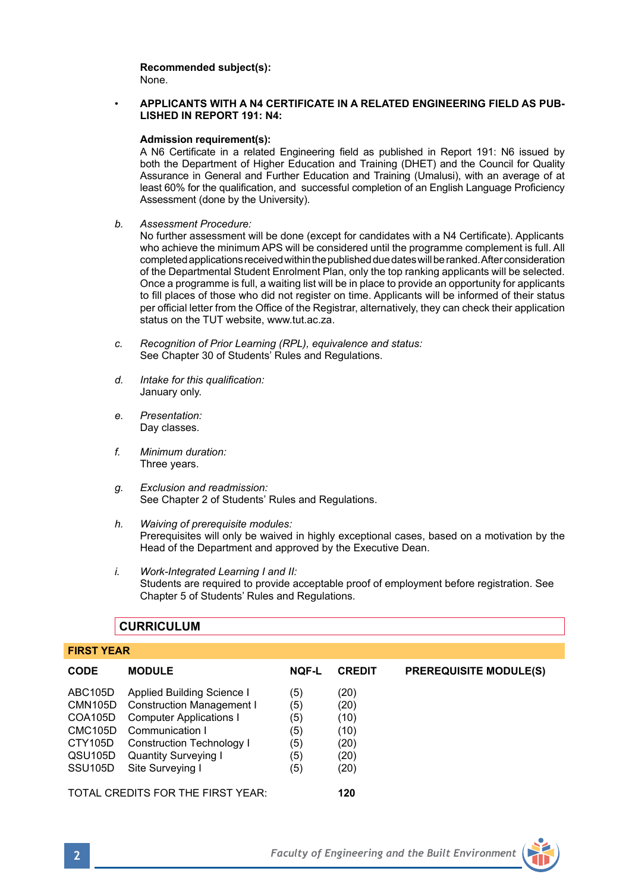**Recommended subject(s):**
None.

- **APPLICANTS WITH A N4 CERTIFICATE IN A RELATED ENGINEERING FIELD AS PUBLISHED IN REPORT 191: N4:**

  **Admission requirement(s):**
  A N6 Certificate in a related Engineering field as published in Report 191: N6 issued by both the Department of Higher Education and Training (DHET) and the Council for Quality Assurance in General and Further Education and Training (Umalusi), with an average of at least 60% for the qualification, and successful completion of an English Language Proficiency Assessment (done by the University).

b. *Assessment Procedure:*
No further assessment will be done (except for candidates with a N4 Certificate). Applicants who achieve the minimum APS will be considered until the programme complement is full. All completed applications received within the published due dates will be ranked. After consideration of the Departmental Student Enrolment Plan, only the top ranking applicants will be selected. Once a programme is full, a waiting list will be in place to provide an opportunity for applicants to fill places of those who did not register on time. Applicants will be informed of their status per official letter from the Office of the Registrar, alternatively, they can check their application status on the TUT website, www.tut.ac.za.

c. *Recognition of Prior Learning (RPL), equivalence and status:*
See Chapter 30 of Students' Rules and Regulations.

d. *Intake for this qualification:*
January only.

e. *Presentation:*
Day classes.

f. *Minimum duration:*
Three years.

g. *Exclusion and readmission:*
See Chapter 2 of Students' Rules and Regulations.

h. *Waiving of prerequisite modules:*
Prerequisites will only be waived in highly exceptional cases, based on a motivation by the Head of the Department and approved by the Executive Dean.

i. *Work-Integrated Learning I and II:*
Students are required to provide acceptable proof of employment before registration. See Chapter 5 of Students' Rules and Regulations.

## CURRICULUM

### FIRST YEAR

| CODE | MODULE | NQF-L | CREDIT | PREREQUISITE MODULE(S) |
|---|---|---|---|---|
| ABC105D | Applied Building Science I | (5) | (20) | |
| CMN105D | Construction Management I | (5) | (20) | |
| COA105D | Computer Applications I | (5) | (10) | |
| CMC105D | Communication I | (5) | (10) | |
| CTY105D | Construction Technology I | (5) | (20) | |
| QSU105D | Quantity Surveying I | (5) | (20) | |
| SSU105D | Site Surveying I | (5) | (20) | |
| TOTAL CREDITS FOR THE FIRST YEAR: | | | **120** | |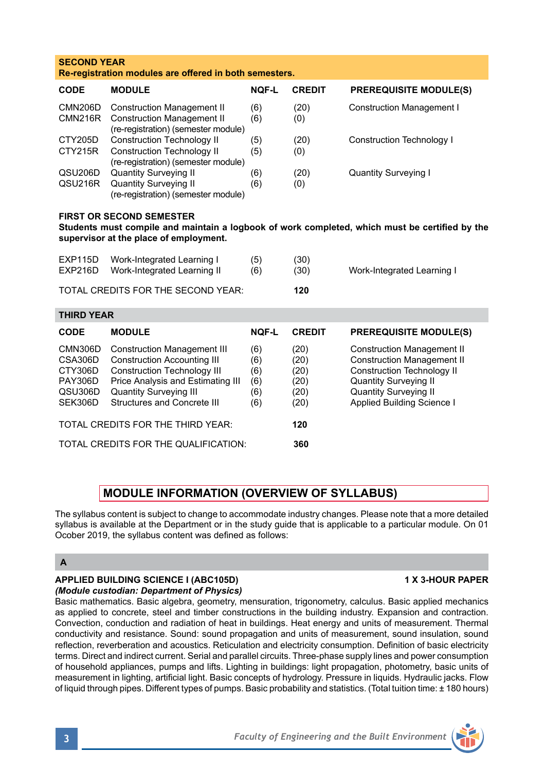## SECOND YEAR

**Re-registration modules are offered in both semesters.**

| CODE | MODULE | NQF-L | CREDIT | PREREQUISITE MODULE(S) |
|---|---|---|---|---|
| CMN206D | Construction Management II | (6) | (20) | Construction Management I |
| CMN216R | Construction Management II (re-registration) (semester module) | (6) | (0) | |
| CTY205D | Construction Technology II | (5) | (20) | Construction Technology I |
| CTY215R | Construction Technology II (re-registration) (semester module) | (5) | (0) | |
| QSU206D | Quantity Surveying II | (6) | (20) | Quantity Surveying I |
| QSU216R | Quantity Surveying II (re-registration) (semester module) | (6) | (0) | |

**FIRST OR SECOND SEMESTER**

**Students must compile and maintain a logbook of work completed, which must be certified by the supervisor at the place of employment.**

| CODE | MODULE | NQF-L | CREDIT | PREREQUISITE MODULE(S) |
|---|---|---|---|---|
| EXP115D | Work-Integrated Learning I | (5) | (30) | |
| EXP216D | Work-Integrated Learning II | (6) | (30) | Work-Integrated Learning I |

TOTAL CREDITS FOR THE SECOND YEAR: **120**

## THIRD YEAR

| CODE | MODULE | NQF-L | CREDIT | PREREQUISITE MODULE(S) |
|---|---|---|---|---|
| CMN306D | Construction Management III | (6) | (20) | Construction Management II |
| CSA306D | Construction Accounting III | (6) | (20) | Construction Management II |
| CTY306D | Construction Technology III | (6) | (20) | Construction Technology II |
| PAY306D | Price Analysis and Estimating III | (6) | (20) | Quantity Surveying II |
| QSU306D | Quantity Surveying III | (6) | (20) | Quantity Surveying II |
| SEK306D | Structures and Concrete III | (6) | (20) | Applied Building Science I |

TOTAL CREDITS FOR THE THIRD YEAR: **120**

TOTAL CREDITS FOR THE QUALIFICATION: **360**

# MODULE INFORMATION (OVERVIEW OF SYLLABUS)

The syllabus content is subject to change to accommodate industry changes. Please note that a more detailed syllabus is available at the Department or in the study guide that is applicable to a particular module. On 01 Ocober 2019, the syllabus content was defined as follows:

## A

**APPLIED BUILDING SCIENCE I (ABC105D)** **1 X 3-HOUR PAPER**

***(Module custodian: Department of Physics)***

Basic mathematics. Basic algebra, geometry, mensuration, trigonometry, calculus. Basic applied mechanics as applied to concrete, steel and timber constructions in the building industry. Expansion and contraction. Convection, conduction and radiation of heat in buildings. Heat energy and units of measurement. Thermal conductivity and resistance. Sound: sound propagation and units of measurement, sound insulation, sound reflection, reverberation and acoustics. Reticulation and electricity consumption. Definition of basic electricity terms. Direct and indirect current. Serial and parallel circuits. Three-phase supply lines and power consumption of household appliances, pumps and lifts. Lighting in buildings: light propagation, photometry, basic units of measurement in lighting, artificial light. Basic concepts of hydrology. Pressure in liquids. Hydraulic jacks. Flow of liquid through pipes. Different types of pumps. Basic probability and statistics. (Total tuition time: ± 180 hours)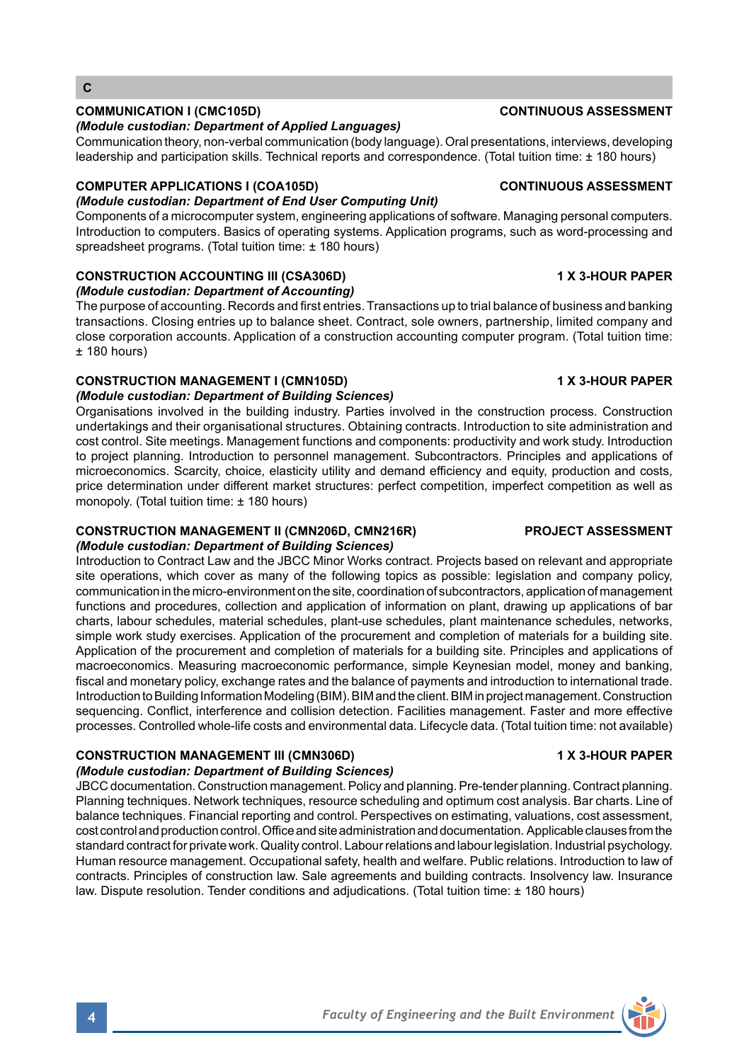## C

### COMMUNICATION I (CMC105D) — CONTINUOUS ASSESSMENT

***(Module custodian: Department of Applied Languages)***

Communication theory, non-verbal communication (body language). Oral presentations, interviews, developing leadership and participation skills. Technical reports and correspondence. (Total tuition time: ± 180 hours)

### COMPUTER APPLICATIONS I (COA105D) — CONTINUOUS ASSESSMENT

***(Module custodian: Department of End User Computing Unit)***

Components of a microcomputer system, engineering applications of software. Managing personal computers. Introduction to computers. Basics of operating systems. Application programs, such as word-processing and spreadsheet programs. (Total tuition time: ± 180 hours)

### CONSTRUCTION ACCOUNTING III (CSA306D) — 1 X 3-HOUR PAPER

***(Module custodian: Department of Accounting)***

The purpose of accounting. Records and first entries. Transactions up to trial balance of business and banking transactions. Closing entries up to balance sheet. Contract, sole owners, partnership, limited company and close corporation accounts. Application of a construction accounting computer program. (Total tuition time: ± 180 hours)

### CONSTRUCTION MANAGEMENT I (CMN105D) — 1 X 3-HOUR PAPER

***(Module custodian: Department of Building Sciences)***

Organisations involved in the building industry. Parties involved in the construction process. Construction undertakings and their organisational structures. Obtaining contracts. Introduction to site administration and cost control. Site meetings. Management functions and components: productivity and work study. Introduction to project planning. Introduction to personnel management. Subcontractors. Principles and applications of microeconomics. Scarcity, choice, elasticity utility and demand efficiency and equity, production and costs, price determination under different market structures: perfect competition, imperfect competition as well as monopoly. (Total tuition time: ± 180 hours)

### CONSTRUCTION MANAGEMENT II (CMN206D, CMN216R) — PROJECT ASSESSMENT

***(Module custodian: Department of Building Sciences)***

Introduction to Contract Law and the JBCC Minor Works contract. Projects based on relevant and appropriate site operations, which cover as many of the following topics as possible: legislation and company policy, communication in the micro-environment on the site, coordination of subcontractors, application of management functions and procedures, collection and application of information on plant, drawing up applications of bar charts, labour schedules, material schedules, plant-use schedules, plant maintenance schedules, networks, simple work study exercises. Application of the procurement and completion of materials for a building site. Application of the procurement and completion of materials for a building site. Principles and applications of macroeconomics. Measuring macroeconomic performance, simple Keynesian model, money and banking, fiscal and monetary policy, exchange rates and the balance of payments and introduction to international trade. Introduction to Building Information Modeling (BIM). BIM and the client. BIM in project management. Construction sequencing. Conflict, interference and collision detection. Facilities management. Faster and more effective processes. Controlled whole-life costs and environmental data. Lifecycle data. (Total tuition time: not available)

### CONSTRUCTION MANAGEMENT III (CMN306D) — 1 X 3-HOUR PAPER

***(Module custodian: Department of Building Sciences)***

JBCC documentation. Construction management. Policy and planning. Pre-tender planning. Contract planning. Planning techniques. Network techniques, resource scheduling and optimum cost analysis. Bar charts. Line of balance techniques. Financial reporting and control. Perspectives on estimating, valuations, cost assessment, cost control and production control. Office and site administration and documentation. Applicable clauses from the standard contract for private work. Quality control. Labour relations and labour legislation. Industrial psychology. Human resource management. Occupational safety, health and welfare. Public relations. Introduction to law of contracts. Principles of construction law. Sale agreements and building contracts. Insolvency law. Insurance law. Dispute resolution. Tender conditions and adjudications. (Total tuition time: ± 180 hours)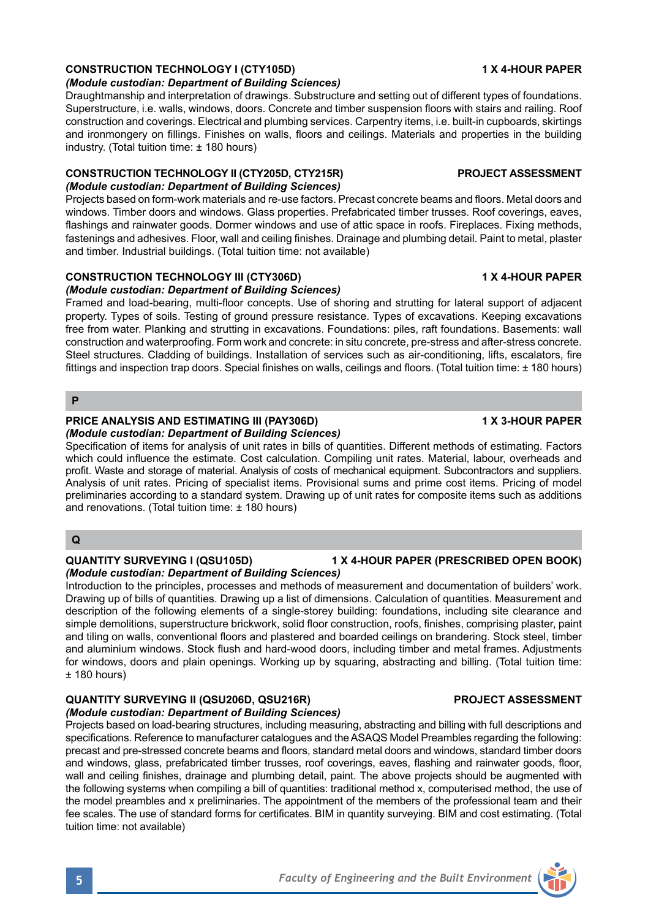**CONSTRUCTION TECHNOLOGY I (CTY105D)** **1 X 4-HOUR PAPER**

***(Module custodian: Department of Building Sciences)***

Draughtmanship and interpretation of drawings. Substructure and setting out of different types of foundations. Superstructure, i.e. walls, windows, doors. Concrete and timber suspension floors with stairs and railing. Roof construction and coverings. Electrical and plumbing services. Carpentry items, i.e. built-in cupboards, skirtings and ironmongery on fillings. Finishes on walls, floors and ceilings. Materials and properties in the building industry. (Total tuition time: ± 180 hours)

**CONSTRUCTION TECHNOLOGY II (CTY205D, CTY215R)** **PROJECT ASSESSMENT**

***(Module custodian: Department of Building Sciences)***

Projects based on form-work materials and re-use factors. Precast concrete beams and floors. Metal doors and windows. Timber doors and windows. Glass properties. Prefabricated timber trusses. Roof coverings, eaves, flashings and rainwater goods. Dormer windows and use of attic space in roofs. Fireplaces. Fixing methods, fastenings and adhesives. Floor, wall and ceiling finishes. Drainage and plumbing detail. Paint to metal, plaster and timber. Industrial buildings. (Total tuition time: not available)

**CONSTRUCTION TECHNOLOGY III (CTY306D)** **1 X 4-HOUR PAPER**

***(Module custodian: Department of Building Sciences)***

Framed and load-bearing, multi-floor concepts. Use of shoring and strutting for lateral support of adjacent property. Types of soils. Testing of ground pressure resistance. Types of excavations. Keeping excavations free from water. Planking and strutting in excavations. Foundations: piles, raft foundations. Basements: wall construction and waterproofing. Form work and concrete: in situ concrete, pre-stress and after-stress concrete. Steel structures. Cladding of buildings. Installation of services such as air-conditioning, lifts, escalators, fire fittings and inspection trap doors. Special finishes on walls, ceilings and floors. (Total tuition time: ± 180 hours)

## P

**PRICE ANALYSIS AND ESTIMATING III (PAY306D)** **1 X 3-HOUR PAPER**

***(Module custodian: Department of Building Sciences)***

Specification of items for analysis of unit rates in bills of quantities. Different methods of estimating. Factors which could influence the estimate. Cost calculation. Compiling unit rates. Material, labour, overheads and profit. Waste and storage of material. Analysis of costs of mechanical equipment. Subcontractors and suppliers. Analysis of unit rates. Pricing of specialist items. Provisional sums and prime cost items. Pricing of model preliminaries according to a standard system. Drawing up of unit rates for composite items such as additions and renovations. (Total tuition time: ± 180 hours)

## Q

**QUANTITY SURVEYING I (QSU105D)** **1 X 4-HOUR PAPER (PRESCRIBED OPEN BOOK)**

***(Module custodian: Department of Building Sciences)***

Introduction to the principles, processes and methods of measurement and documentation of builders' work. Drawing up of bills of quantities. Drawing up a list of dimensions. Calculation of quantities. Measurement and description of the following elements of a single-storey building: foundations, including site clearance and simple demolitions, superstructure brickwork, solid floor construction, roofs, finishes, comprising plaster, paint and tiling on walls, conventional floors and plastered and boarded ceilings on brandering. Stock steel, timber and aluminium windows. Stock flush and hard-wood doors, including timber and metal frames. Adjustments for windows, doors and plain openings. Working up by squaring, abstracting and billing. (Total tuition time: ± 180 hours)

**QUANTITY SURVEYING II (QSU206D, QSU216R)** **PROJECT ASSESSMENT**

***(Module custodian: Department of Building Sciences)***

Projects based on load-bearing structures, including measuring, abstracting and billing with full descriptions and specifications. Reference to manufacturer catalogues and the ASAQS Model Preambles regarding the following: precast and pre-stressed concrete beams and floors, standard metal doors and windows, standard timber doors and windows, glass, prefabricated timber trusses, roof coverings, eaves, flashing and rainwater goods, floor, wall and ceiling finishes, drainage and plumbing detail, paint. The above projects should be augmented with the following systems when compiling a bill of quantities: traditional method x, computerised method, the use of the model preambles and x preliminaries. The appointment of the members of the professional team and their fee scales. The use of standard forms for certificates. BIM in quantity surveying. BIM and cost estimating. (Total tuition time: not available)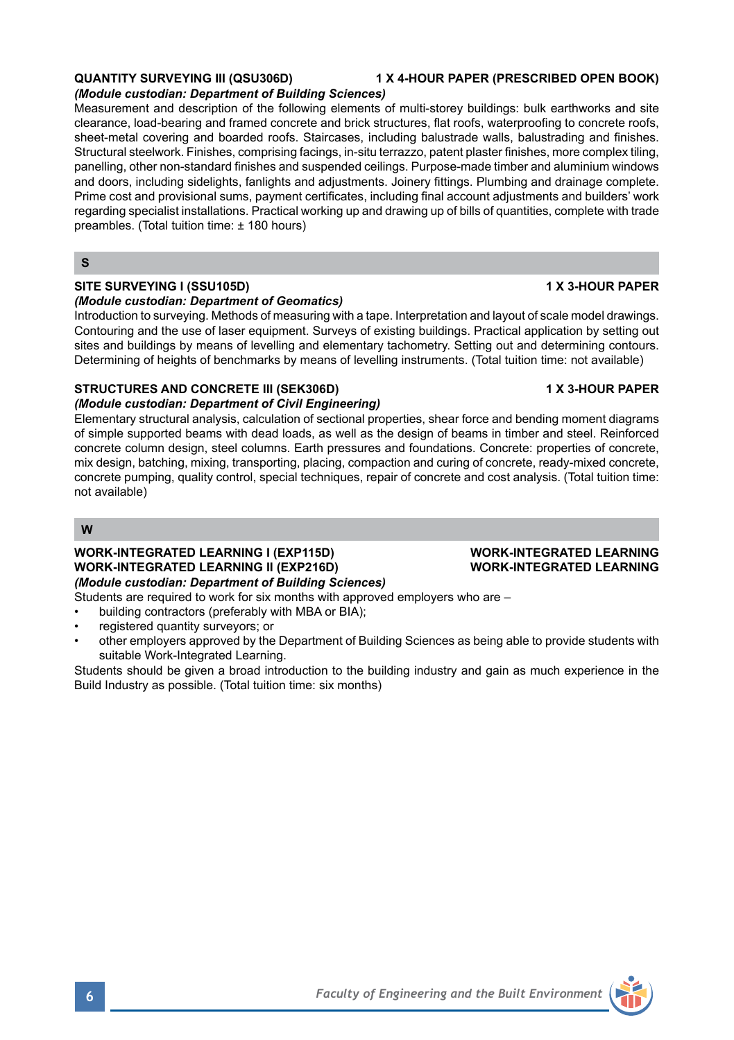### QUANTITY SURVEYING III (QSU306D) — 1 X 4-HOUR PAPER (PRESCRIBED OPEN BOOK)

*(Module custodian: Department of Building Sciences)*

Measurement and description of the following elements of multi-storey buildings: bulk earthworks and site clearance, load-bearing and framed concrete and brick structures, flat roofs, waterproofing to concrete roofs, sheet-metal covering and boarded roofs. Staircases, including balustrade walls, balustrading and finishes. Structural steelwork. Finishes, comprising facings, in-situ terrazzo, patent plaster finishes, more complex tiling, panelling, other non-standard finishes and suspended ceilings. Purpose-made timber and aluminium windows and doors, including sidelights, fanlights and adjustments. Joinery fittings. Plumbing and drainage complete. Prime cost and provisional sums, payment certificates, including final account adjustments and builders' work regarding specialist installations. Practical working up and drawing up of bills of quantities, complete with trade preambles. (Total tuition time: ± 180 hours)

## S

### SITE SURVEYING I (SSU105D) — 1 X 3-HOUR PAPER

*(Module custodian: Department of Geomatics)*

Introduction to surveying. Methods of measuring with a tape. Interpretation and layout of scale model drawings. Contouring and the use of laser equipment. Surveys of existing buildings. Practical application by setting out sites and buildings by means of levelling and elementary tachometry. Setting out and determining contours. Determining of heights of benchmarks by means of levelling instruments. (Total tuition time: not available)

### STRUCTURES AND CONCRETE III (SEK306D) — 1 X 3-HOUR PAPER

*(Module custodian: Department of Civil Engineering)*

Elementary structural analysis, calculation of sectional properties, shear force and bending moment diagrams of simple supported beams with dead loads, as well as the design of beams in timber and steel. Reinforced concrete column design, steel columns. Earth pressures and foundations. Concrete: properties of concrete, mix design, batching, mixing, transporting, placing, compaction and curing of concrete, ready-mixed concrete, concrete pumping, quality control, special techniques, repair of concrete and cost analysis. (Total tuition time: not available)

## W

### WORK-INTEGRATED LEARNING I (EXP115D) — WORK-INTEGRATED LEARNING
### WORK-INTEGRATED LEARNING II (EXP216D) — WORK-INTEGRATED LEARNING

*(Module custodian: Department of Building Sciences)*

Students are required to work for six months with approved employers who are –

- building contractors (preferably with MBA or BIA);
- registered quantity surveyors; or
- other employers approved by the Department of Building Sciences as being able to provide students with suitable Work-Integrated Learning.

Students should be given a broad introduction to the building industry and gain as much experience in the Build Industry as possible. (Total tuition time: six months)